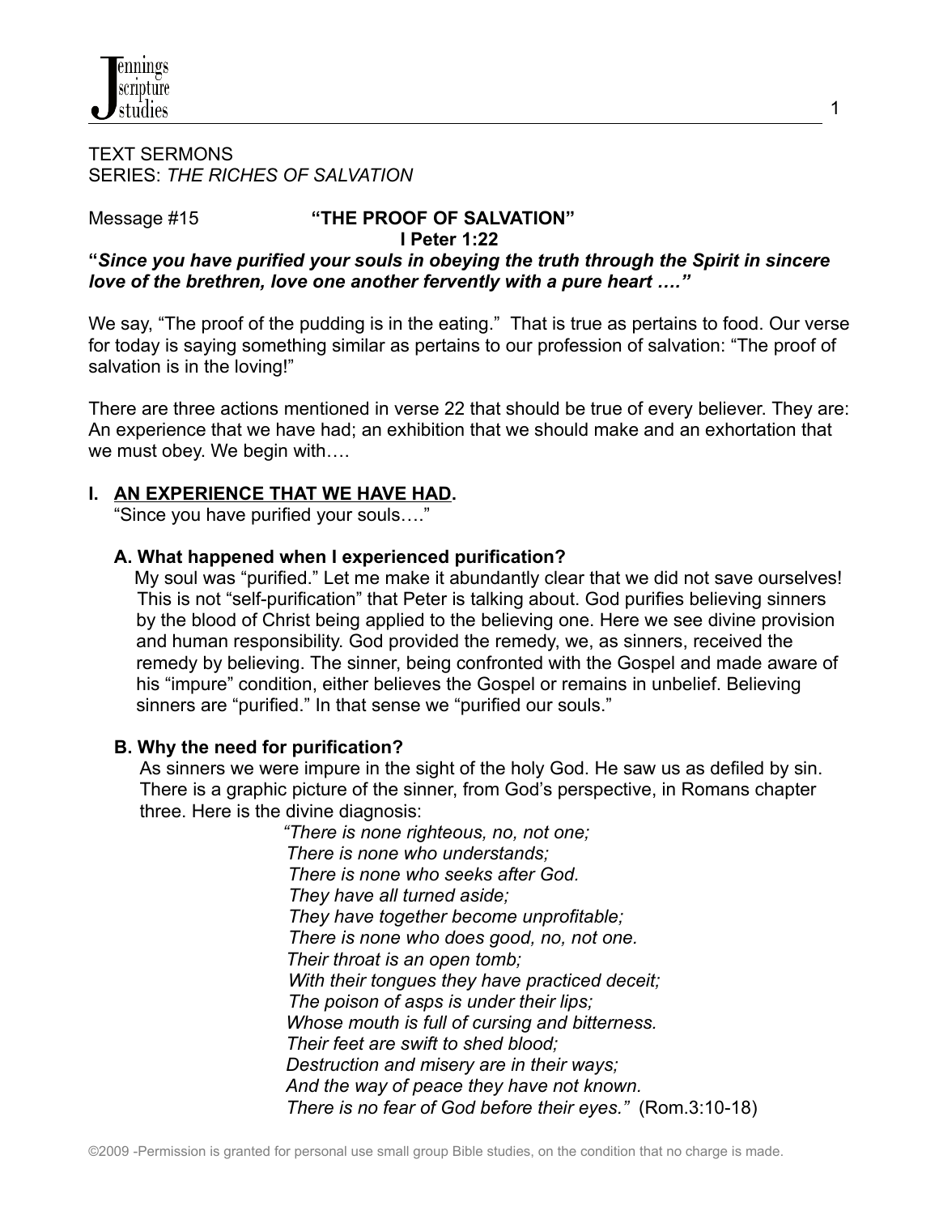TEXT SERMONS
SERIES: *THE RICHES OF SALVATION*

Message #15 **"THE PROOF OF SALVATION"**
**I Peter 1:22**

**"*Since you have purified your souls in obeying the truth through the Spirit in sincere love of the brethren, love one another fervently with a pure heart …."***

We say, "The proof of the pudding is in the eating." That is true as pertains to food. Our verse for today is saying something similar as pertains to our profession of salvation: "The proof of salvation is in the loving!"

There are three actions mentioned in verse 22 that should be true of every believer. They are: An experience that we have had; an exhibition that we should make and an exhortation that we must obey. We begin with….

## I. AN EXPERIENCE THAT WE HAVE HAD.

"Since you have purified your souls…."

### A. What happened when I experienced purification?

My soul was "purified." Let me make it abundantly clear that we did not save ourselves! This is not "self-purification" that Peter is talking about. God purifies believing sinners by the blood of Christ being applied to the believing one. Here we see divine provision and human responsibility. God provided the remedy, we, as sinners, received the remedy by believing. The sinner, being confronted with the Gospel and made aware of his "impure" condition, either believes the Gospel or remains in unbelief. Believing sinners are "purified." In that sense we "purified our souls."

### B. Why the need for purification?

As sinners we were impure in the sight of the holy God. He saw us as defiled by sin. There is a graphic picture of the sinner, from God's perspective, in Romans chapter three. Here is the divine diagnosis:

*"There is none righteous, no, not one;*
*There is none who understands;*
*There is none who seeks after God.*
*They have all turned aside;*
*They have together become unprofitable;*
*There is none who does good, no, not one.*
*Their throat is an open tomb;*
*With their tongues they have practiced deceit;*
*The poison of asps is under their lips;*
*Whose mouth is full of cursing and bitterness.*
*Their feet are swift to shed blood;*
*Destruction and misery are in their ways;*
*And the way of peace they have not known.*
*There is no fear of God before their eyes."* (Rom.3:10-18)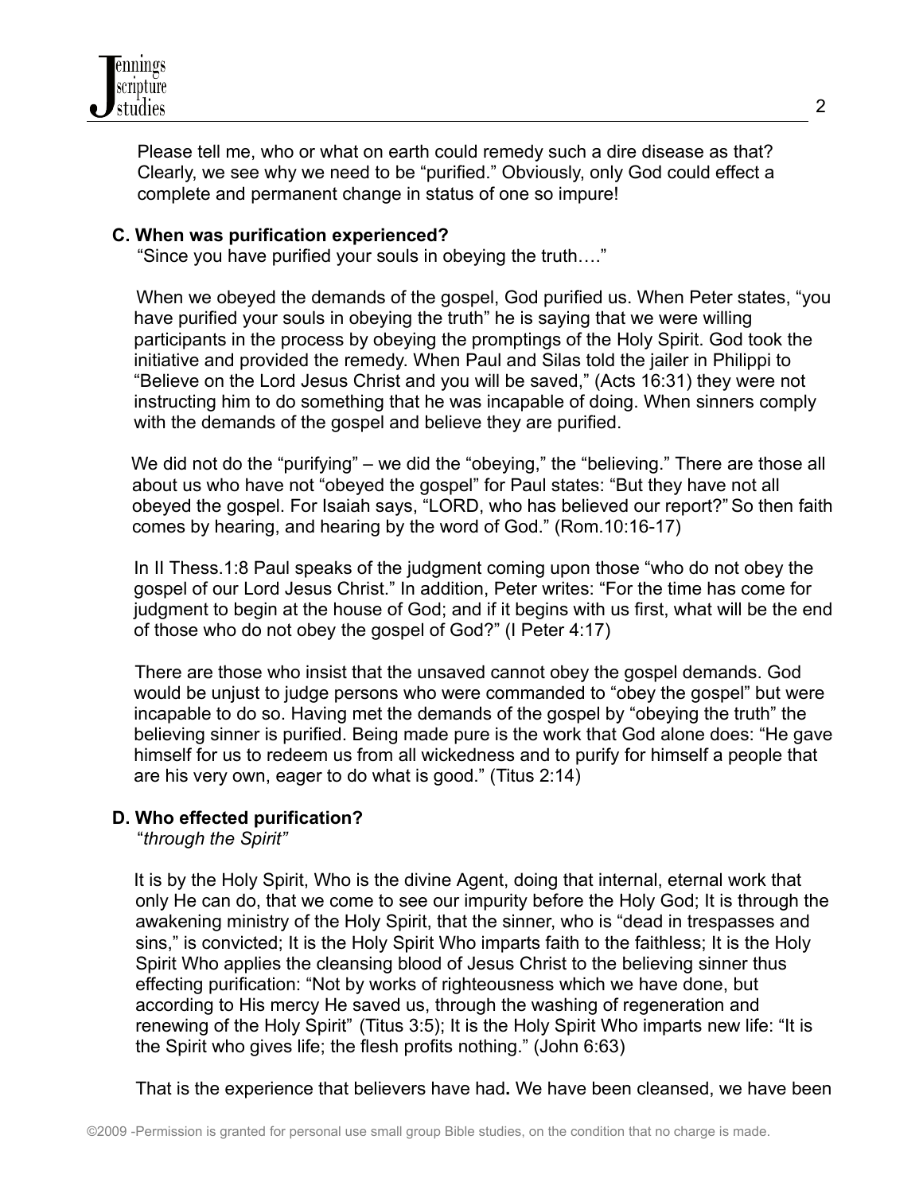Please tell me, who or what on earth could remedy such a dire disease as that? Clearly, we see why we need to be "purified." Obviously, only God could effect a complete and permanent change in status of one so impure!

### C. When was purification experienced?

"Since you have purified your souls in obeying the truth…."

When we obeyed the demands of the gospel, God purified us. When Peter states, "you have purified your souls in obeying the truth" he is saying that we were willing participants in the process by obeying the promptings of the Holy Spirit. God took the initiative and provided the remedy. When Paul and Silas told the jailer in Philippi to "Believe on the Lord Jesus Christ and you will be saved," (Acts 16:31) they were not instructing him to do something that he was incapable of doing. When sinners comply with the demands of the gospel and believe they are purified.

We did not do the "purifying" – we did the "obeying," the "believing." There are those all about us who have not "obeyed the gospel" for Paul states: "But they have not all obeyed the gospel. For Isaiah says, "LORD, who has believed our report?" So then faith comes by hearing, and hearing by the word of God." (Rom.10:16-17)

In II Thess.1:8 Paul speaks of the judgment coming upon those "who do not obey the gospel of our Lord Jesus Christ." In addition, Peter writes: "For the time has come for judgment to begin at the house of God; and if it begins with us first, what will be the end of those who do not obey the gospel of God?" (I Peter 4:17)

There are those who insist that the unsaved cannot obey the gospel demands. God would be unjust to judge persons who were commanded to "obey the gospel" but were incapable to do so. Having met the demands of the gospel by "obeying the truth" the believing sinner is purified. Being made pure is the work that God alone does: "He gave himself for us to redeem us from all wickedness and to purify for himself a people that are his very own, eager to do what is good." (Titus 2:14)

### D. Who effected purification?

"*through the Spirit"*

It is by the Holy Spirit, Who is the divine Agent, doing that internal, eternal work that only He can do, that we come to see our impurity before the Holy God; It is through the awakening ministry of the Holy Spirit, that the sinner, who is "dead in trespasses and sins," is convicted; It is the Holy Spirit Who imparts faith to the faithless; It is the Holy Spirit Who applies the cleansing blood of Jesus Christ to the believing sinner thus effecting purification: "Not by works of righteousness which we have done, but according to His mercy He saved us, through the washing of regeneration and renewing of the Holy Spirit" (Titus 3:5); It is the Holy Spirit Who imparts new life: "It is the Spirit who gives life; the flesh profits nothing." (John 6:63)

That is the experience that believers have had**.** We have been cleansed, we have been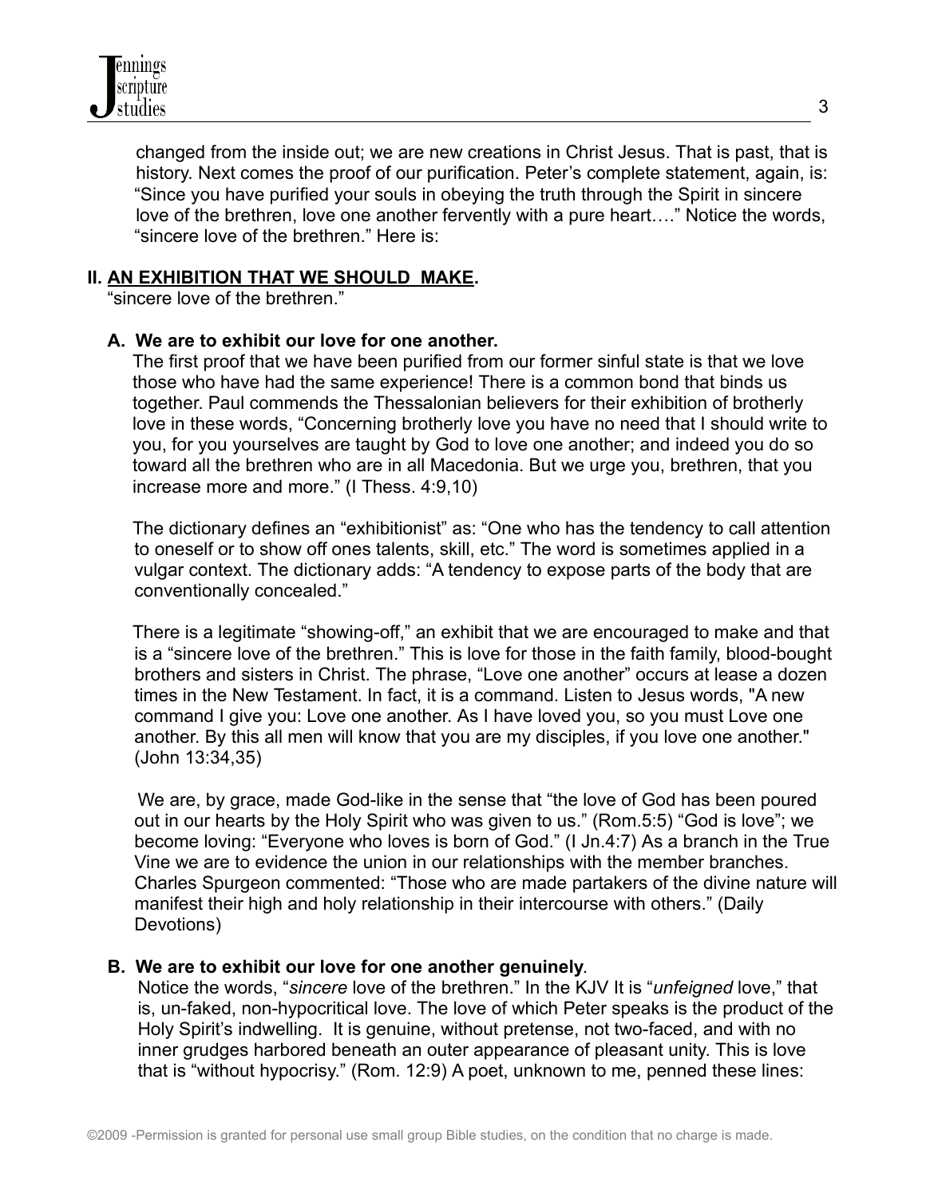changed from the inside out; we are new creations in Christ Jesus. That is past, that is history. Next comes the proof of our purification. Peter's complete statement, again, is: "Since you have purified your souls in obeying the truth through the Spirit in sincere love of the brethren, love one another fervently with a pure heart…." Notice the words, "sincere love of the brethren." Here is:

## II. **AN EXHIBITION THAT WE SHOULD MAKE.**

"sincere love of the brethren."

### A. We are to exhibit our love for one another.

The first proof that we have been purified from our former sinful state is that we love those who have had the same experience! There is a common bond that binds us together. Paul commends the Thessalonian believers for their exhibition of brotherly love in these words, "Concerning brotherly love you have no need that I should write to you, for you yourselves are taught by God to love one another; and indeed you do so toward all the brethren who are in all Macedonia. But we urge you, brethren, that you increase more and more." (I Thess. 4:9,10)

The dictionary defines an "exhibitionist" as: "One who has the tendency to call attention to oneself or to show off ones talents, skill, etc." The word is sometimes applied in a vulgar context. The dictionary adds: "A tendency to expose parts of the body that are conventionally concealed."

There is a legitimate "showing-off," an exhibit that we are encouraged to make and that is a "sincere love of the brethren." This is love for those in the faith family, blood-bought brothers and sisters in Christ. The phrase, "Love one another" occurs at lease a dozen times in the New Testament. In fact, it is a command. Listen to Jesus words, "A new command I give you: Love one another. As I have loved you, so you must Love one another. By this all men will know that you are my disciples, if you love one another." (John 13:34,35)

We are, by grace, made God-like in the sense that "the love of God has been poured out in our hearts by the Holy Spirit who was given to us." (Rom.5:5) "God is love"; we become loving: "Everyone who loves is born of God." (I Jn.4:7) As a branch in the True Vine we are to evidence the union in our relationships with the member branches. Charles Spurgeon commented: "Those who are made partakers of the divine nature will manifest their high and holy relationship in their intercourse with others." (Daily Devotions)

### B. We are to exhibit our love for one another genuinely.

Notice the words, "*sincere* love of the brethren." In the KJV It is "*unfeigned* love," that is, un-faked, non-hypocritical love. The love of which Peter speaks is the product of the Holy Spirit's indwelling. It is genuine, without pretense, not two-faced, and with no inner grudges harbored beneath an outer appearance of pleasant unity. This is love that is "without hypocrisy." (Rom. 12:9) A poet, unknown to me, penned these lines: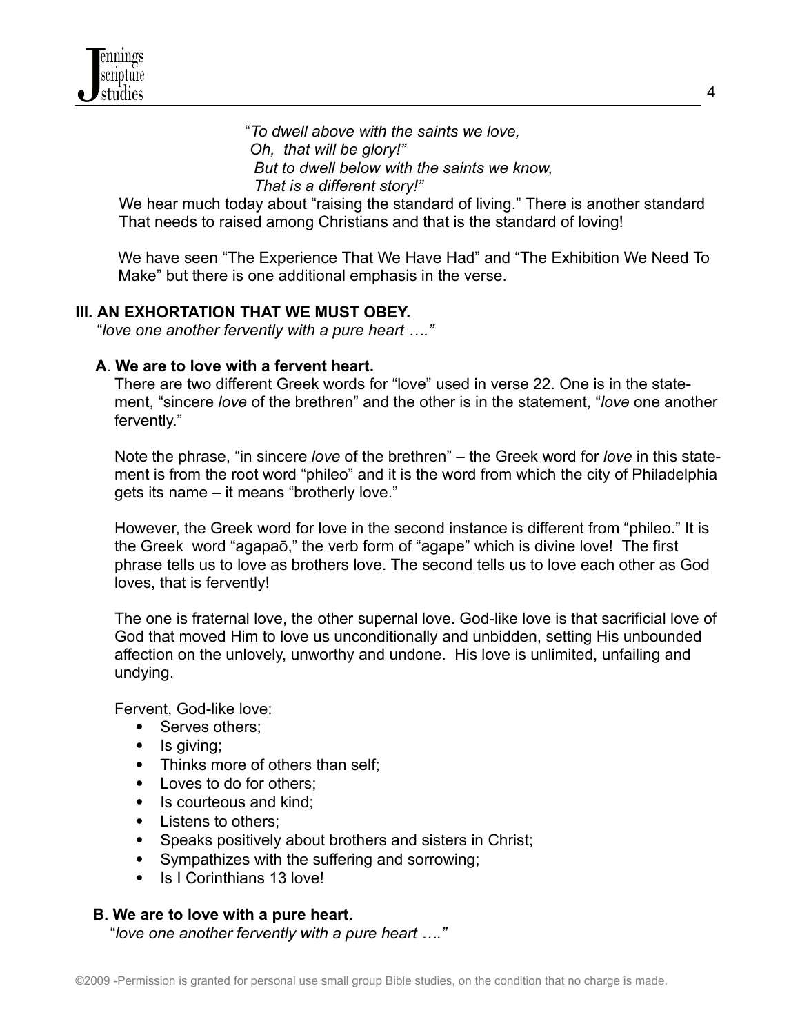*"To dwell above with the saints we love,*
*Oh, that will be glory!"*
*But to dwell below with the saints we know,*
*That is a different story!"*

We hear much today about "raising the standard of living." There is another standard That needs to raised among Christians and that is the standard of loving!

We have seen "The Experience That We Have Had" and "The Exhibition We Need To Make" but there is one additional emphasis in the verse.

## III. AN EXHORTATION THAT WE MUST OBEY.

"*love one another fervently with a pure heart …."*

### A. We are to love with a fervent heart.

There are two different Greek words for "love" used in verse 22. One is in the statement, "sincere *love* of the brethren" and the other is in the statement, "*love* one another fervently."

Note the phrase, "in sincere *love* of the brethren" – the Greek word for *love* in this statement is from the root word "phileo" and it is the word from which the city of Philadelphia gets its name – it means "brotherly love."

However, the Greek word for love in the second instance is different from "phileo." It is the Greek word "agapaō," the verb form of "agape" which is divine love! The first phrase tells us to love as brothers love. The second tells us to love each other as God loves, that is fervently!

The one is fraternal love, the other supernal love. God-like love is that sacrificial love of God that moved Him to love us unconditionally and unbidden, setting His unbounded affection on the unlovely, unworthy and undone. His love is unlimited, unfailing and undying.

Fervent, God-like love:

- Serves others;
- Is giving;
- Thinks more of others than self;
- Loves to do for others;
- Is courteous and kind;
- Listens to others;
- Speaks positively about brothers and sisters in Christ;
- Sympathizes with the suffering and sorrowing;
- Is I Corinthians 13 love!

### B. We are to love with a pure heart.

"*love one another fervently with a pure heart …."*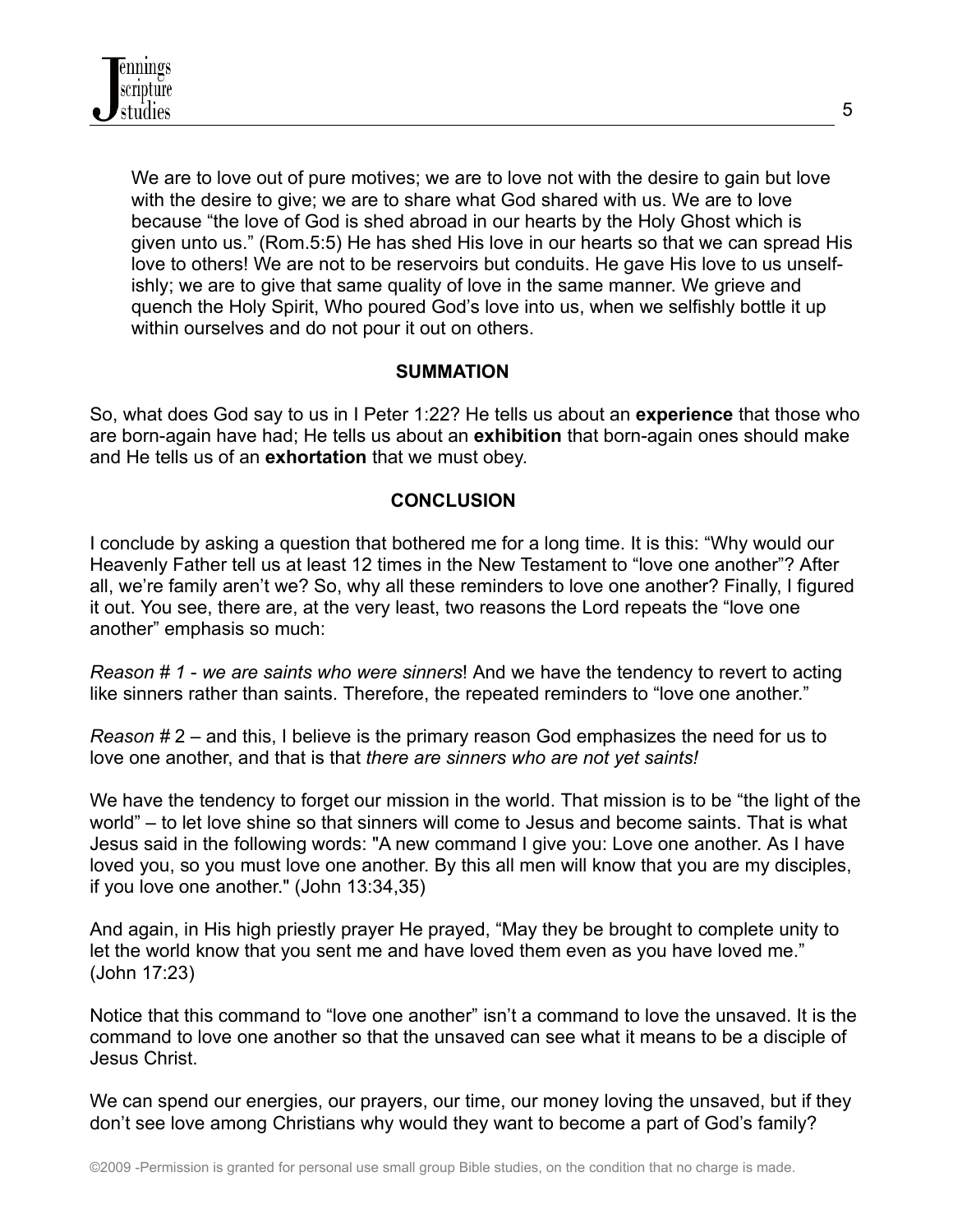We are to love out of pure motives; we are to love not with the desire to gain but love with the desire to give; we are to share what God shared with us. We are to love because "the love of God is shed abroad in our hearts by the Holy Ghost which is given unto us." (Rom.5:5) He has shed His love in our hearts so that we can spread His love to others! We are not to be reservoirs but conduits. He gave His love to us unselfishly; we are to give that same quality of love in the same manner. We grieve and quench the Holy Spirit, Who poured God's love into us, when we selfishly bottle it up within ourselves and do not pour it out on others.

## SUMMATION

So, what does God say to us in I Peter 1:22? He tells us about an **experience** that those who are born-again have had; He tells us about an **exhibition** that born-again ones should make and He tells us of an **exhortation** that we must obey.

## CONCLUSION

I conclude by asking a question that bothered me for a long time. It is this: "Why would our Heavenly Father tell us at least 12 times in the New Testament to "love one another"? After all, we're family aren't we? So, why all these reminders to love one another? Finally, I figured it out. You see, there are, at the very least, two reasons the Lord repeats the "love one another" emphasis so much:

*Reason # 1 - we are saints who were sinners*! And we have the tendency to revert to acting like sinners rather than saints. Therefore, the repeated reminders to "love one another."

*Reason #* 2 – and this, I believe is the primary reason God emphasizes the need for us to love one another, and that is that *there are sinners who are not yet saints!*

We have the tendency to forget our mission in the world. That mission is to be "the light of the world" – to let love shine so that sinners will come to Jesus and become saints. That is what Jesus said in the following words: "A new command I give you: Love one another. As I have loved you, so you must love one another. By this all men will know that you are my disciples, if you love one another." (John 13:34,35)

And again, in His high priestly prayer He prayed, "May they be brought to complete unity to let the world know that you sent me and have loved them even as you have loved me." (John 17:23)

Notice that this command to "love one another" isn't a command to love the unsaved. It is the command to love one another so that the unsaved can see what it means to be a disciple of Jesus Christ.

We can spend our energies, our prayers, our time, our money loving the unsaved, but if they don't see love among Christians why would they want to become a part of God's family?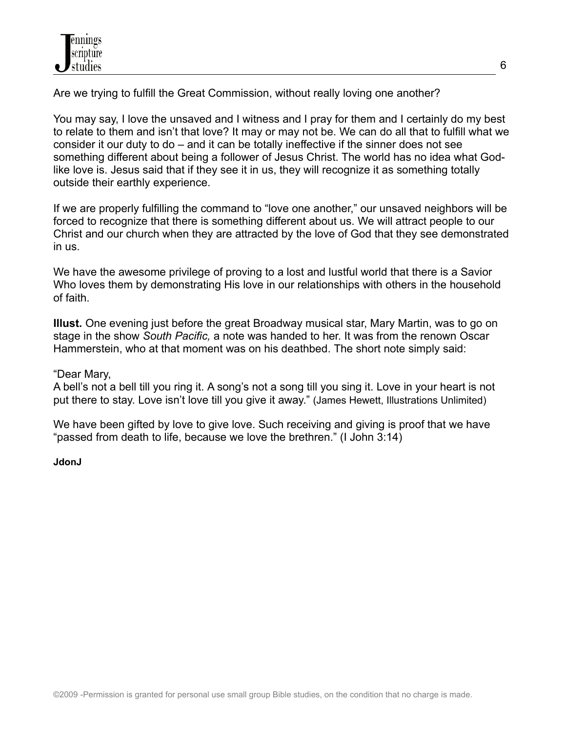Are we trying to fulfill the Great Commission, without really loving one another?

You may say, I love the unsaved and I witness and I pray for them and I certainly do my best to relate to them and isn't that love? It may or may not be. We can do all that to fulfill what we consider it our duty to do – and it can be totally ineffective if the sinner does not see something different about being a follower of Jesus Christ. The world has no idea what God-like love is. Jesus said that if they see it in us, they will recognize it as something totally outside their earthly experience.

If we are properly fulfilling the command to "love one another," our unsaved neighbors will be forced to recognize that there is something different about us. We will attract people to our Christ and our church when they are attracted by the love of God that they see demonstrated in us.

We have the awesome privilege of proving to a lost and lustful world that there is a Savior Who loves them by demonstrating His love in our relationships with others in the household of faith.

**Illust.** One evening just before the great Broadway musical star, Mary Martin, was to go on stage in the show *South Pacific,* a note was handed to her. It was from the renown Oscar Hammerstein, who at that moment was on his deathbed. The short note simply said:

"Dear Mary,
A bell's not a bell till you ring it. A song's not a song till you sing it. Love in your heart is not put there to stay. Love isn't love till you give it away." (James Hewett, Illustrations Unlimited)

We have been gifted by love to give love. Such receiving and giving is proof that we have "passed from death to life, because we love the brethren." (I John 3:14)

**JdonJ**

©2009 -Permission is granted for personal use small group Bible studies, on the condition that no charge is made.